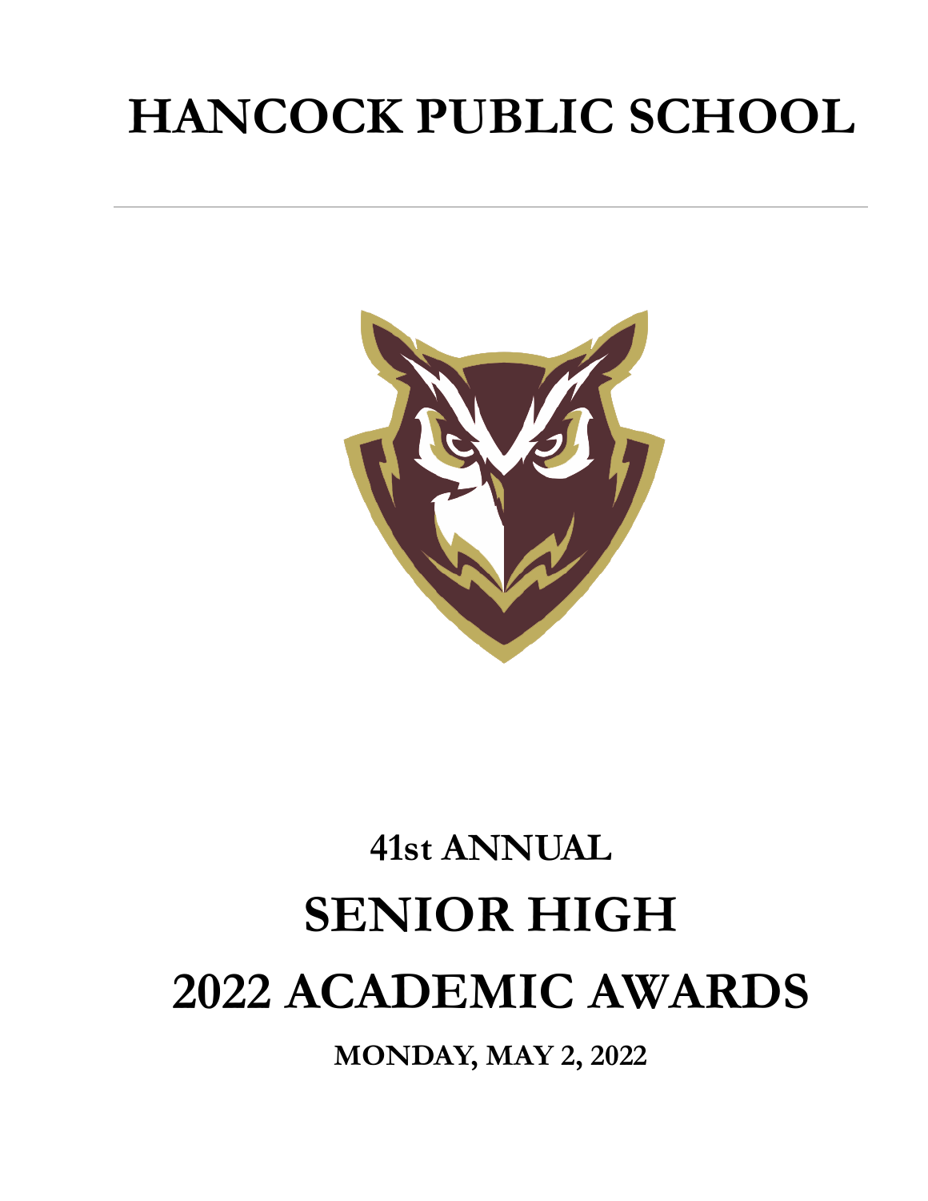# HANCOCK PUBLIC SCHOOL

## 41st ANNUAL

# SENIOR HIGH

# 2022 ACADEMIC AWARDS

**MONDAY, MAY 2, 2022**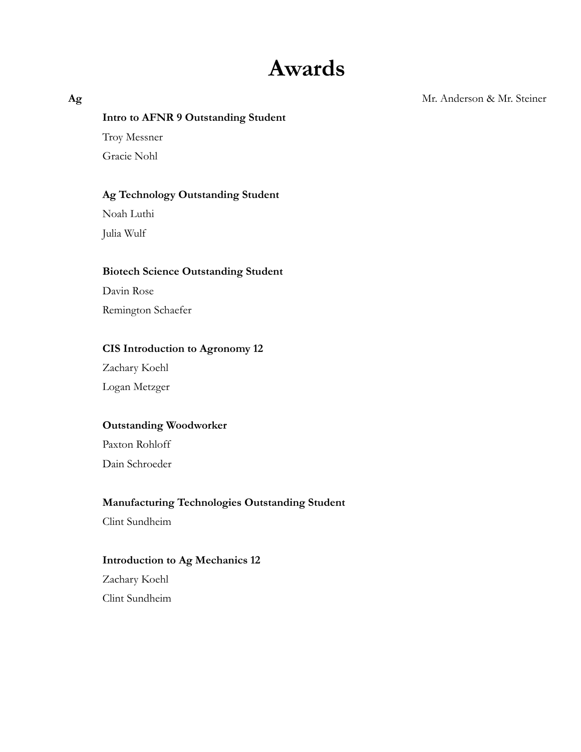# Awards

## Ag

Mr. Anderson & Mr. Steiner

**Intro to AFNR 9 Outstanding Student**

Troy Messner

Gracie Nohl

**Ag Technology Outstanding Student**

Noah Luthi

Julia Wulf

**Biotech Science Outstanding Student**

Davin Rose

Remington Schaefer

**CIS Introduction to Agronomy 12**

Zachary Koehl

Logan Metzger

**Outstanding Woodworker**

Paxton Rohloff

Dain Schroeder

**Manufacturing Technologies Outstanding Student**

Clint Sundheim

**Introduction to Ag Mechanics 12**

Zachary Koehl

Clint Sundheim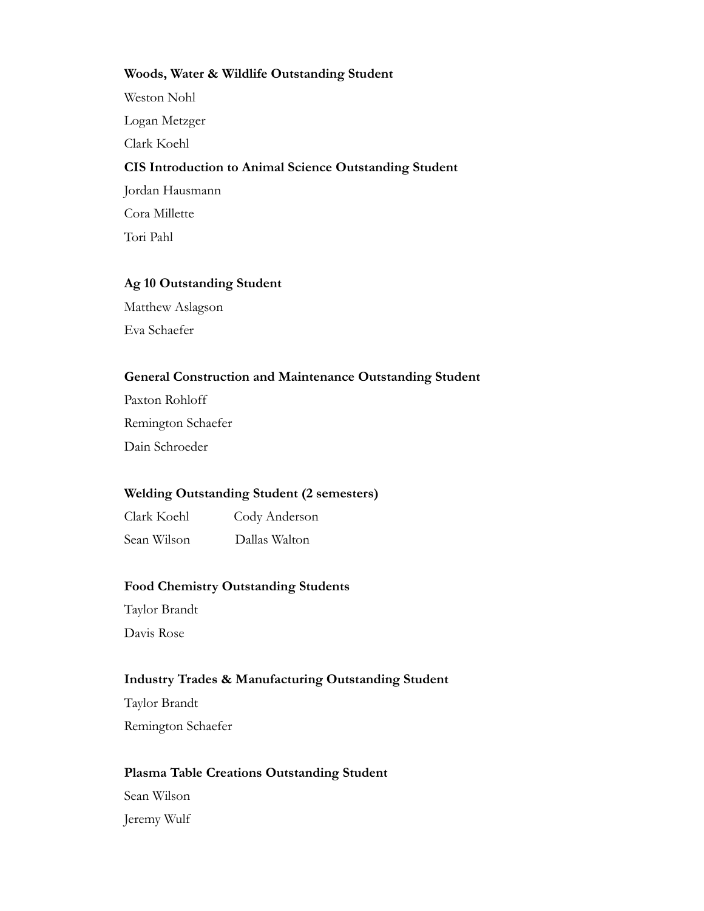**Woods, Water & Wildlife Outstanding Student**

Weston Nohl

Logan Metzger

Clark Koehl

**CIS Introduction to Animal Science Outstanding Student**

Jordan Hausmann

Cora Millette

Tori Pahl

**Ag 10 Outstanding Student**

Matthew Aslagson

Eva Schaefer

**General Construction and Maintenance Outstanding Student**

Paxton Rohloff

Remington Schaefer

Dain Schroeder

**Welding Outstanding Student (2 semesters)**

Clark Koehl

Sean Wilson

Cody Anderson

Dallas Walton

**Food Chemistry Outstanding Students**

Taylor Brandt

Davis Rose

**Industry Trades & Manufacturing Outstanding Student**

Taylor Brandt

Remington Schaefer

**Plasma Table Creations Outstanding Student**

Sean Wilson

Jeremy Wulf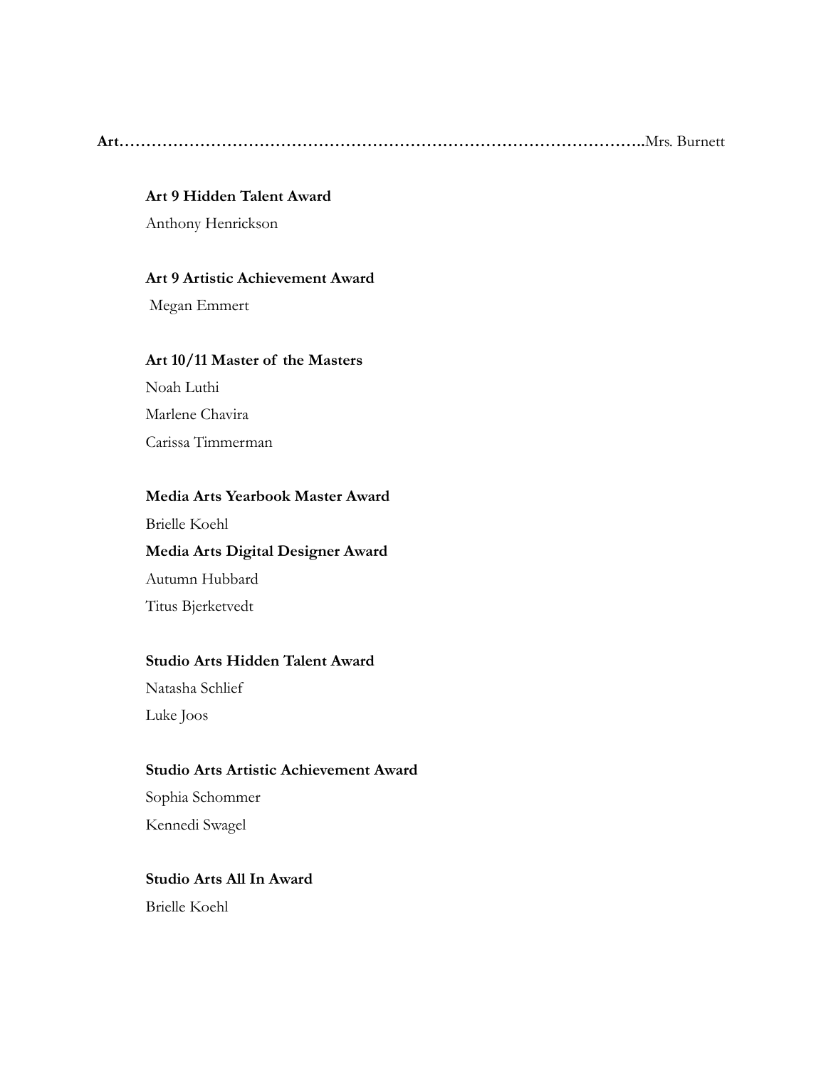**Art……………………………………………………………………………………..**Mrs. Burnett

**Art 9 Hidden Talent Award**

Anthony Henrickson

**Art 9 Artistic Achievement Award**

Megan Emmert

**Art 10/11 Master of the Masters**

Noah Luthi

Marlene Chavira

Carissa Timmerman

**Media Arts Yearbook Master Award**

Brielle Koehl

**Media Arts Digital Designer Award**

Autumn Hubbard

Titus Bjerketvedt

**Studio Arts Hidden Talent Award**

Natasha Schlief

Luke Joos

**Studio Arts Artistic Achievement Award**

Sophia Schommer

Kennedi Swagel

**Studio Arts All In Award**

Brielle Koehl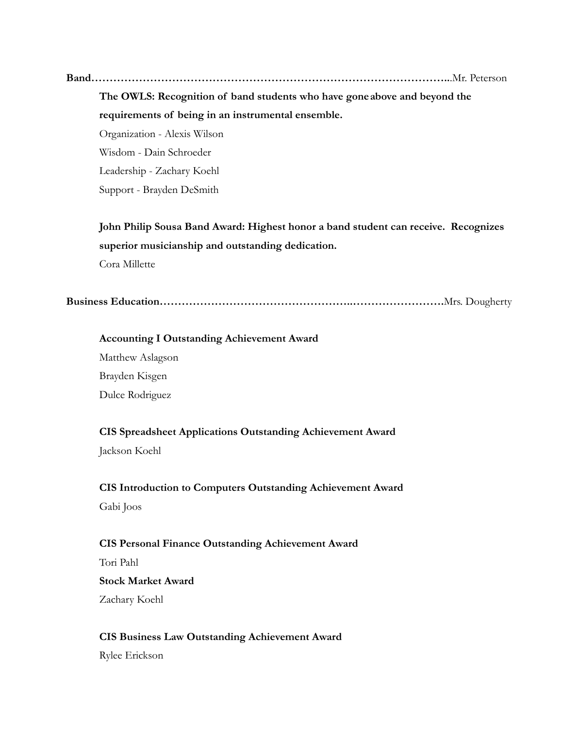**Band……………………………………………………………………………………..**Mr. Peterson

**The OWLS: Recognition of band students who have gone above and beyond the requirements of being in an instrumental ensemble.**

Organization - Alexis Wilson

Wisdom - Dain Schroeder

Leadership - Zachary Koehl

Support - Brayden DeSmith

**John Philip Sousa Band Award: Highest honor a band student can receive. Recognizes superior musicianship and outstanding dedication.**

Cora Millette

**Business Education……………………………………………..…………………….**Mrs. Dougherty

**Accounting I Outstanding Achievement Award**

Matthew Aslagson

Brayden Kisgen

Dulce Rodriguez

**CIS Spreadsheet Applications Outstanding Achievement Award**

Jackson Koehl

**CIS Introduction to Computers Outstanding Achievement Award**

Gabi Joos

**CIS Personal Finance Outstanding Achievement Award**

Tori Pahl

**Stock Market Award**

Zachary Koehl

**CIS Business Law Outstanding Achievement Award**

Rylee Erickson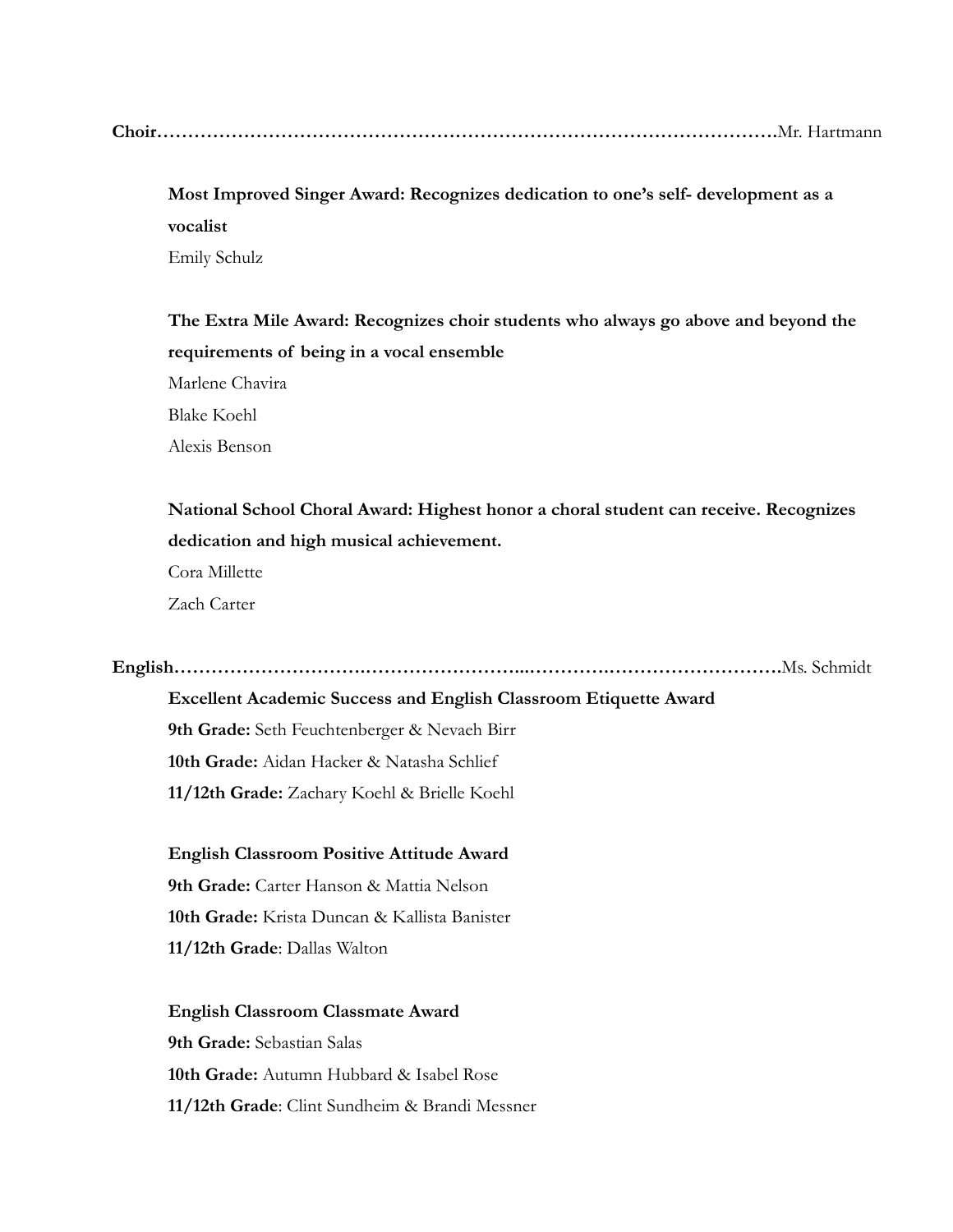**Choir……………………………………………………………………………………………**Mr. Hartmann

**Most Improved Singer Award: Recognizes dedication to one's self- development as a vocalist**

Emily Schulz

**The Extra Mile Award: Recognizes choir students who always go above and beyond the requirements of being in a vocal ensemble**

Marlene Chavira

Blake Koehl

Alexis Benson

**National School Choral Award: Highest honor a choral student can receive. Recognizes dedication and high musical achievement.**

Cora Millette

Zach Carter

**English…………………………………………………...……………………………………**Ms. Schmidt

**Excellent Academic Success and English Classroom Etiquette Award**

**9th Grade:** Seth Feuchtenberger & Nevaeh Birr

**10th Grade:** Aidan Hacker & Natasha Schlief

**11/12th Grade:** Zachary Koehl & Brielle Koehl

**English Classroom Positive Attitude Award**

**9th Grade:** Carter Hanson & Mattia Nelson

**10th Grade:** Krista Duncan & Kallista Banister

**11/12th Grade**: Dallas Walton

**English Classroom Classmate Award**

**9th Grade:** Sebastian Salas

**10th Grade:** Autumn Hubbard & Isabel Rose

**11/12th Grade**: Clint Sundheim & Brandi Messner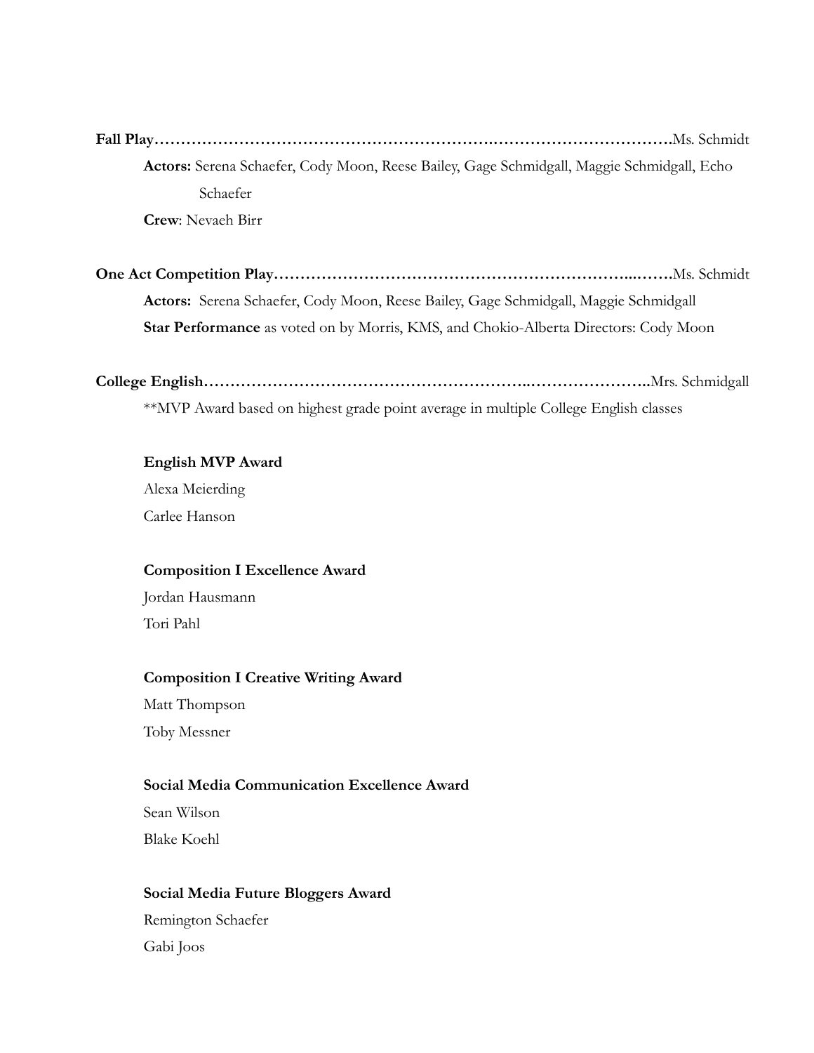**Fall Play……………………………………………………….……………………………Ms. Schmidt**

**Actors:** Serena Schaefer, Cody Moon, Reese Bailey, Gage Schmidgall, Maggie Schmidgall, Echo Schaefer

**Crew**: Nevaeh Birr

**One Act Competition Play………………………………………………………...…….Ms. Schmidt**

**Actors:** Serena Schaefer, Cody Moon, Reese Bailey, Gage Schmidgall, Maggie Schmidgall

**Star Performance** as voted on by Morris, KMS, and Chokio-Alberta Directors: Cody Moon

**College English……………………………………………………..…………………..Mrs. Schmidgall**

**MVP Award based on highest grade point average in multiple College English classes

**English MVP Award**

Alexa Meierding

Carlee Hanson

**Composition I Excellence Award**

Jordan Hausmann

Tori Pahl

**Composition I Creative Writing Award**

Matt Thompson

Toby Messner

**Social Media Communication Excellence Award**

Sean Wilson

Blake Koehl

**Social Media Future Bloggers Award**

Remington Schaefer

Gabi Joos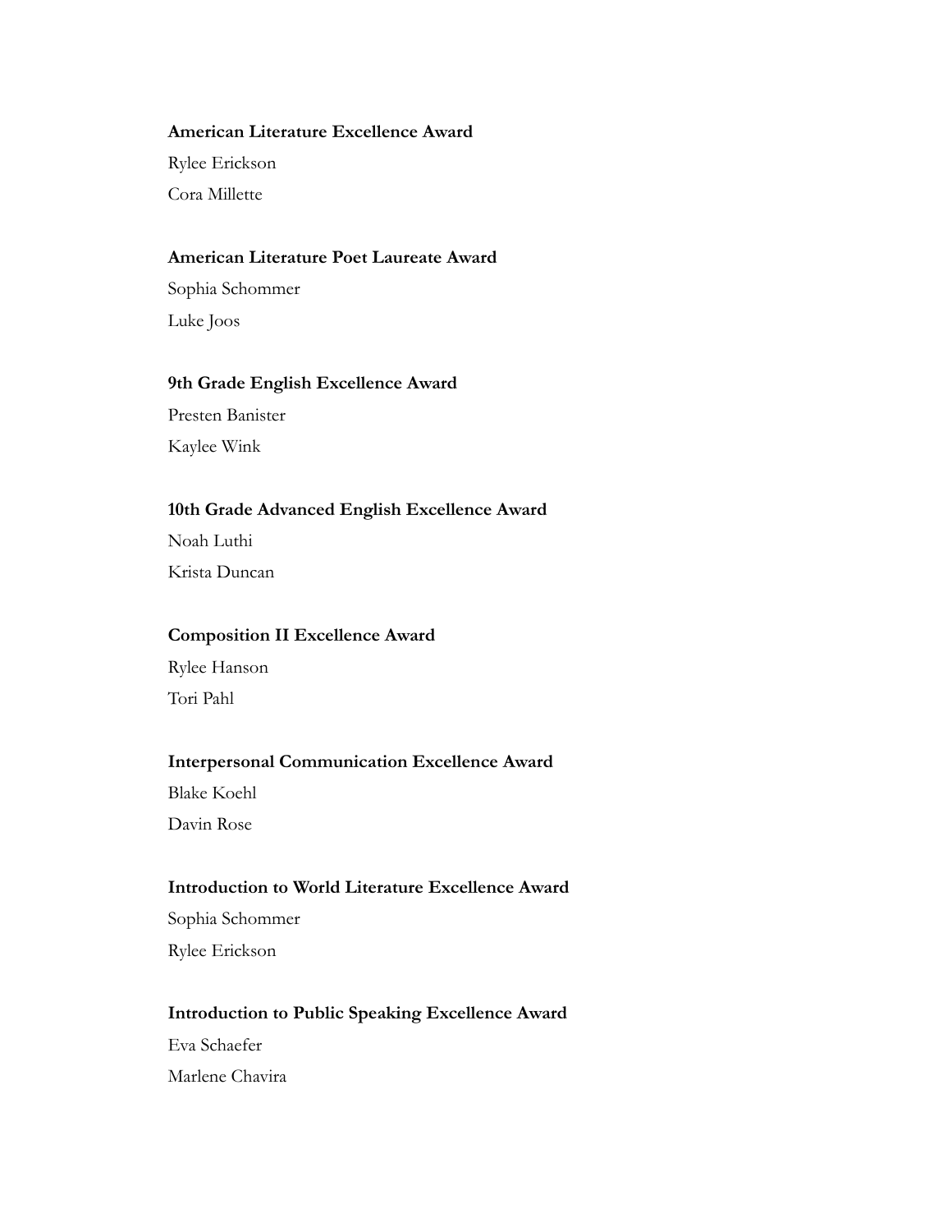**American Literature Excellence Award**

Rylee Erickson

Cora Millette

**American Literature Poet Laureate Award**

Sophia Schommer

Luke Joos

**9th Grade English Excellence Award**

Presten Banister

Kaylee Wink

**10th Grade Advanced English Excellence Award**

Noah Luthi

Krista Duncan

**Composition II Excellence Award**

Rylee Hanson

Tori Pahl

**Interpersonal Communication Excellence Award**

Blake Koehl

Davin Rose

**Introduction to World Literature Excellence Award**

Sophia Schommer

Rylee Erickson

**Introduction to Public Speaking Excellence Award**

Eva Schaefer

Marlene Chavira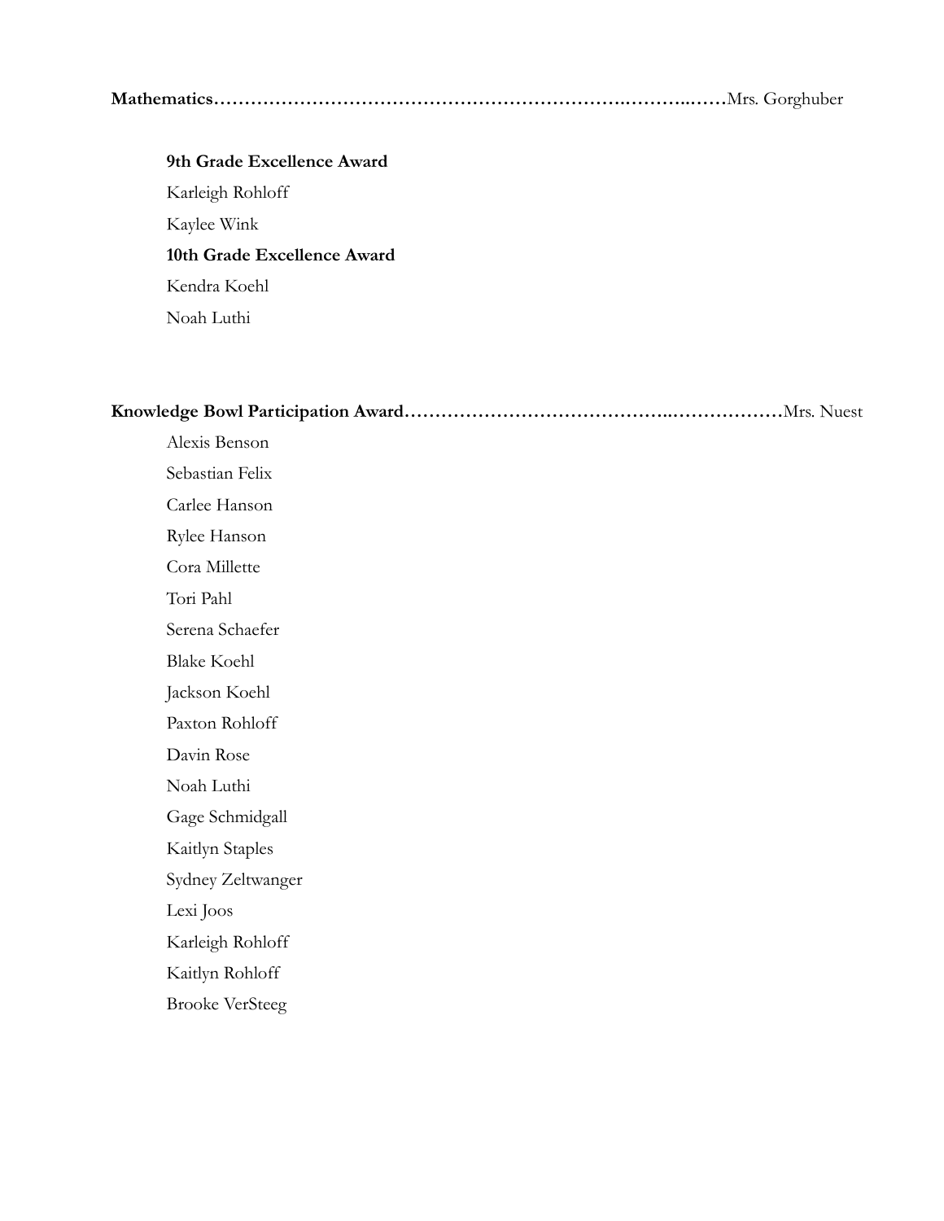**Mathematics**……………………………………………………….………..……Mrs. Gorghuber

**9th Grade Excellence Award**

Karleigh Rohloff

Kaylee Wink

**10th Grade Excellence Award**

Kendra Koehl

Noah Luthi

**Knowledge Bowl Participation Award**………………………………..………………Mrs. Nuest

Alexis Benson

Sebastian Felix

Carlee Hanson

Rylee Hanson

Cora Millette

Tori Pahl

Serena Schaefer

Blake Koehl

Jackson Koehl

Paxton Rohloff

Davin Rose

Noah Luthi

Gage Schmidgall

Kaitlyn Staples

Sydney Zeltwanger

Lexi Joos

Karleigh Rohloff

Kaitlyn Rohloff

Brooke VerSteeg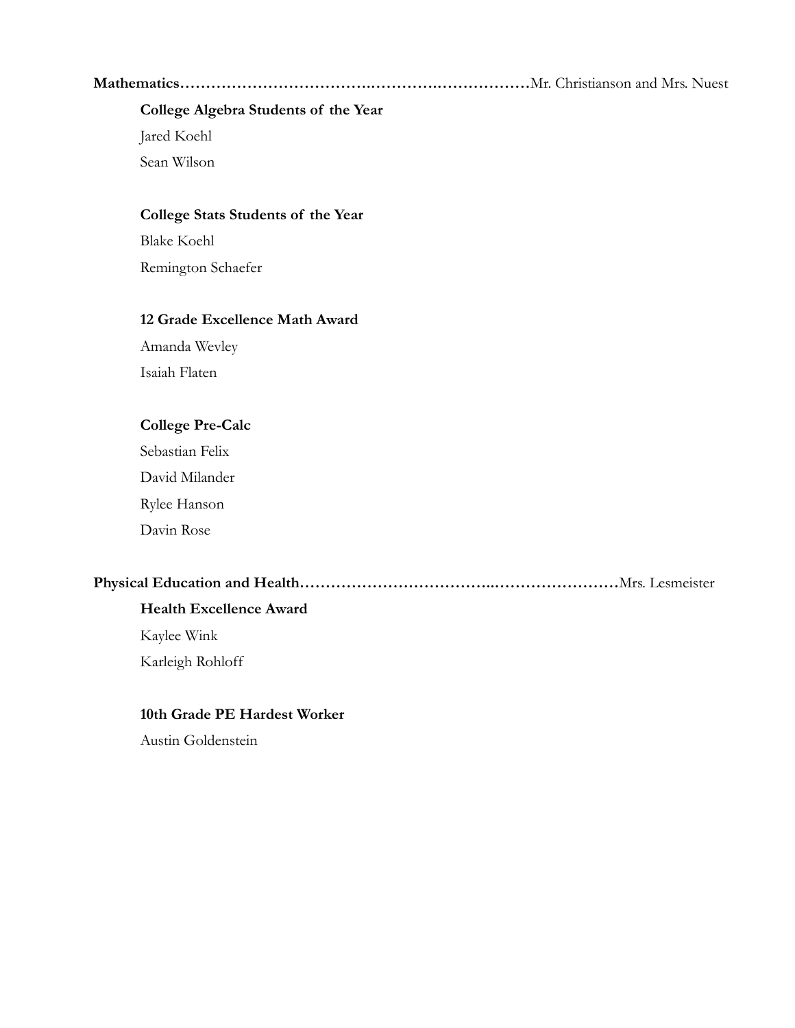**Mathematics……………………………….…………….………………**Mr. Christianson and Mrs. Nuest

**College Algebra Students of the Year**

Jared Koehl

Sean Wilson

**College Stats Students of the Year**

Blake Koehl

Remington Schaefer

**12 Grade Excellence Math Award**

Amanda Wevley

Isaiah Flaten

**College Pre-Calc**

Sebastian Felix

David Milander

Rylee Hanson

Davin Rose

**Physical Education and Health………………………………..……………………**Mrs. Lesmeister

**Health Excellence Award**

Kaylee Wink

Karleigh Rohloff

**10th Grade PE Hardest Worker**

Austin Goldenstein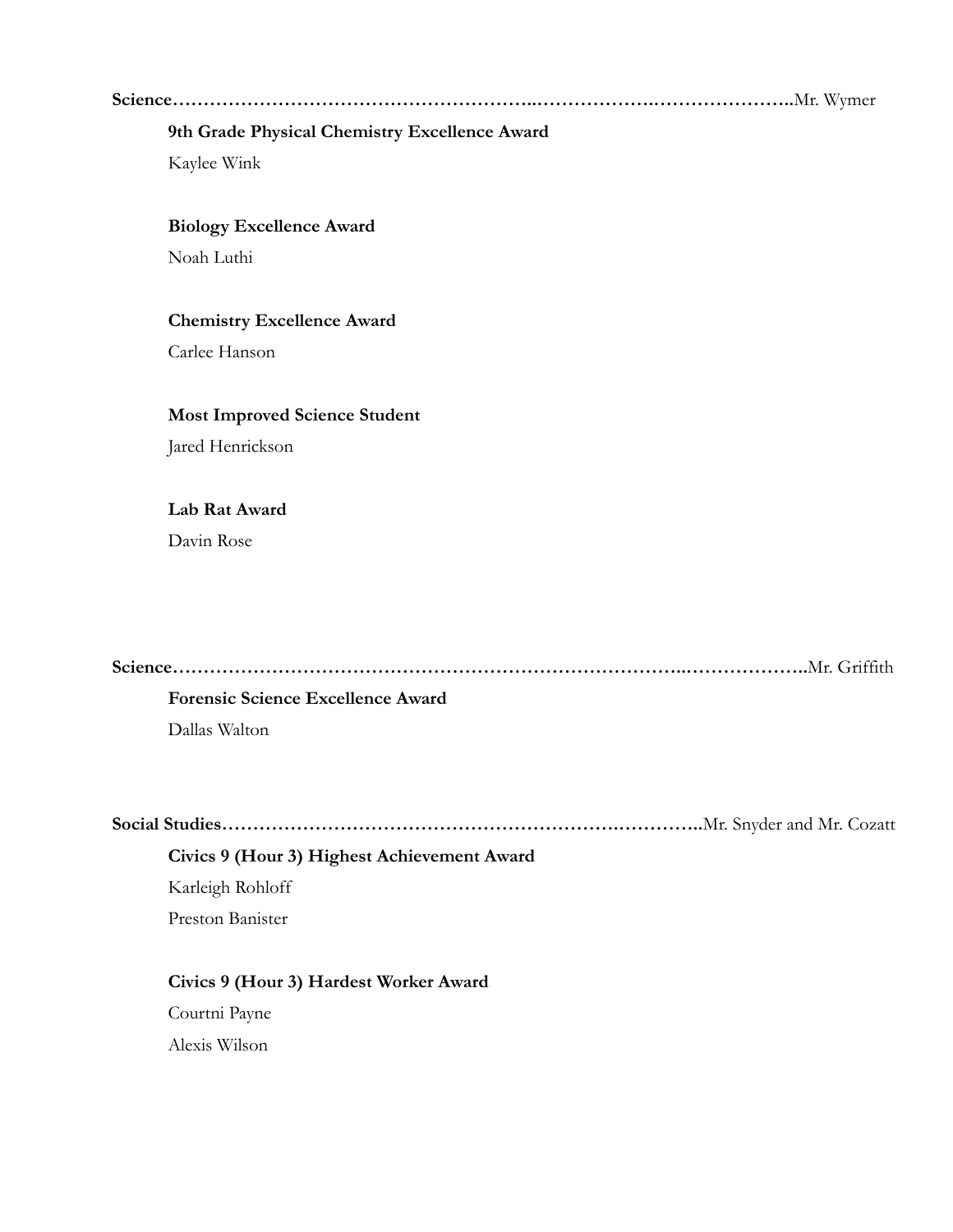**Science……………………………………………………..…………………..…………………..Mr. Wymer**

**9th Grade Physical Chemistry Excellence Award**

Kaylee Wink

**Biology Excellence Award**

Noah Luthi

**Chemistry Excellence Award**

Carlee Hanson

**Most Improved Science Student**

Jared Henrickson

**Lab Rat Award**

Davin Rose

**Science…………………………………………………………………………..………………..Mr. Griffith**

**Forensic Science Excellence Award**

Dallas Walton

**Social Studies……………………………………………………….…………..Mr. Snyder and Mr. Cozatt**

**Civics 9 (Hour 3) Highest Achievement Award**

Karleigh Rohloff

Preston Banister

**Civics 9 (Hour 3) Hardest Worker Award**

Courtni Payne

Alexis Wilson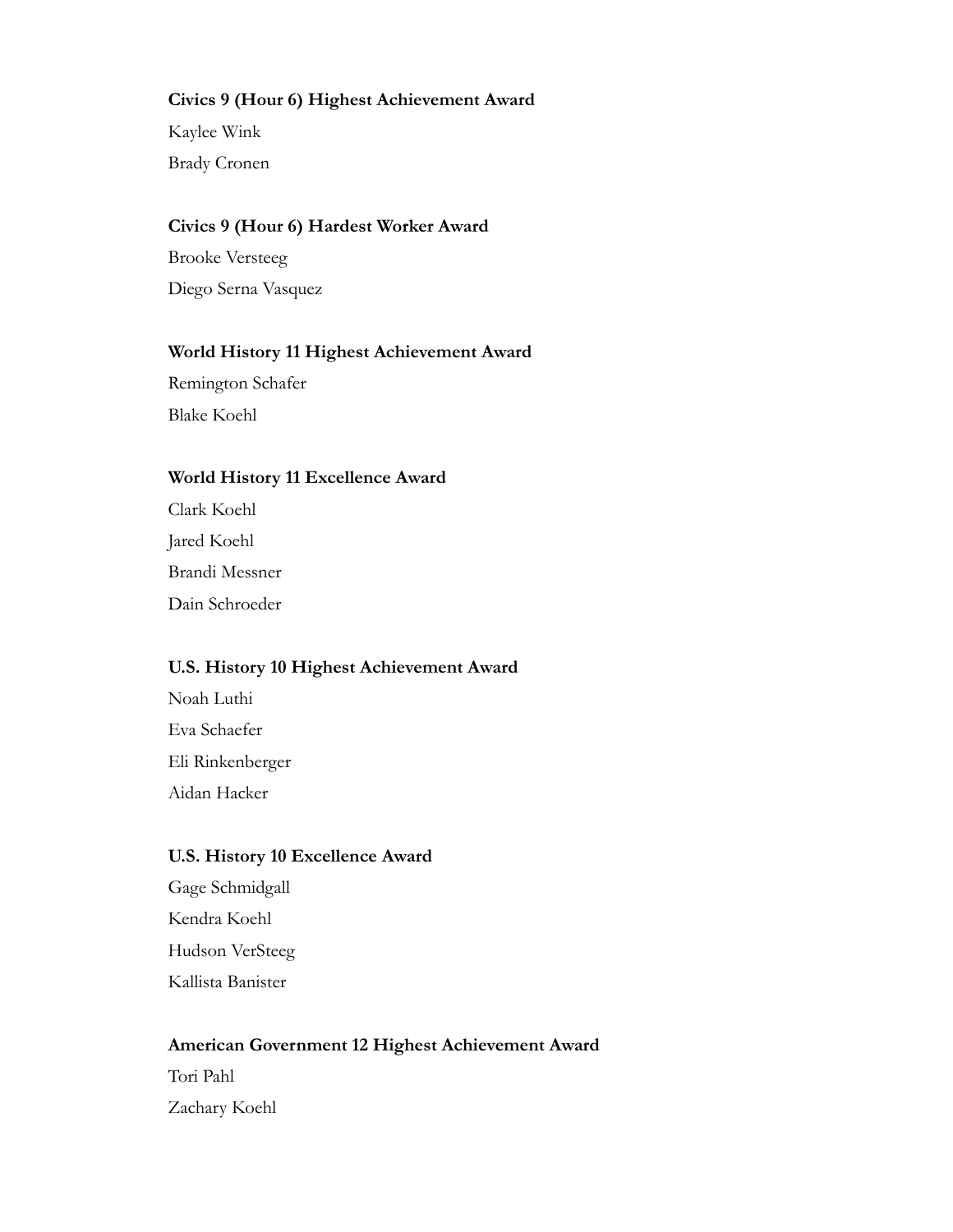**Civics 9 (Hour 6) Highest Achievement Award**

Kaylee Wink

Brady Cronen

**Civics 9 (Hour 6) Hardest Worker Award**

Brooke Versteeg

Diego Serna Vasquez

**World History 11 Highest Achievement Award**

Remington Schafer

Blake Koehl

**World History 11 Excellence Award**

Clark Koehl

Jared Koehl

Brandi Messner

Dain Schroeder

**U.S. History 10 Highest Achievement Award**

Noah Luthi

Eva Schaefer

Eli Rinkenberger

Aidan Hacker

**U.S. History 10 Excellence Award**

Gage Schmidgall

Kendra Koehl

Hudson VerSteeg

Kallista Banister

**American Government 12 Highest Achievement Award**

Tori Pahl

Zachary Koehl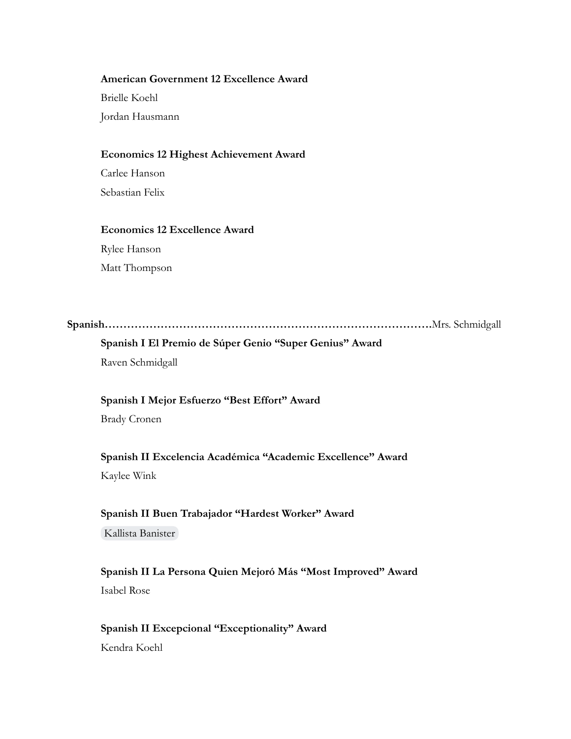**American Government 12 Excellence Award**

Brielle Koehl

Jordan Hausmann

**Economics 12 Highest Achievement Award**

Carlee Hanson

Sebastian Felix

**Economics 12 Excellence Award**

Rylee Hanson

Matt Thompson

**Spanish……………………………………………………………………………**Mrs. Schmidgall

**Spanish I El Premio de Súper Genio "Super Genius" Award**

Raven Schmidgall

**Spanish I Mejor Esfuerzo "Best Effort" Award**

Brady Cronen

**Spanish II Excelencia Académica "Academic Excellence" Award**

Kaylee Wink

**Spanish II Buen Trabajador "Hardest Worker" Award**

Kallista Banister

**Spanish II La Persona Quien Mejoró Más "Most Improved" Award**

Isabel Rose

**Spanish II Excepcional "Exceptionality" Award**

Kendra Koehl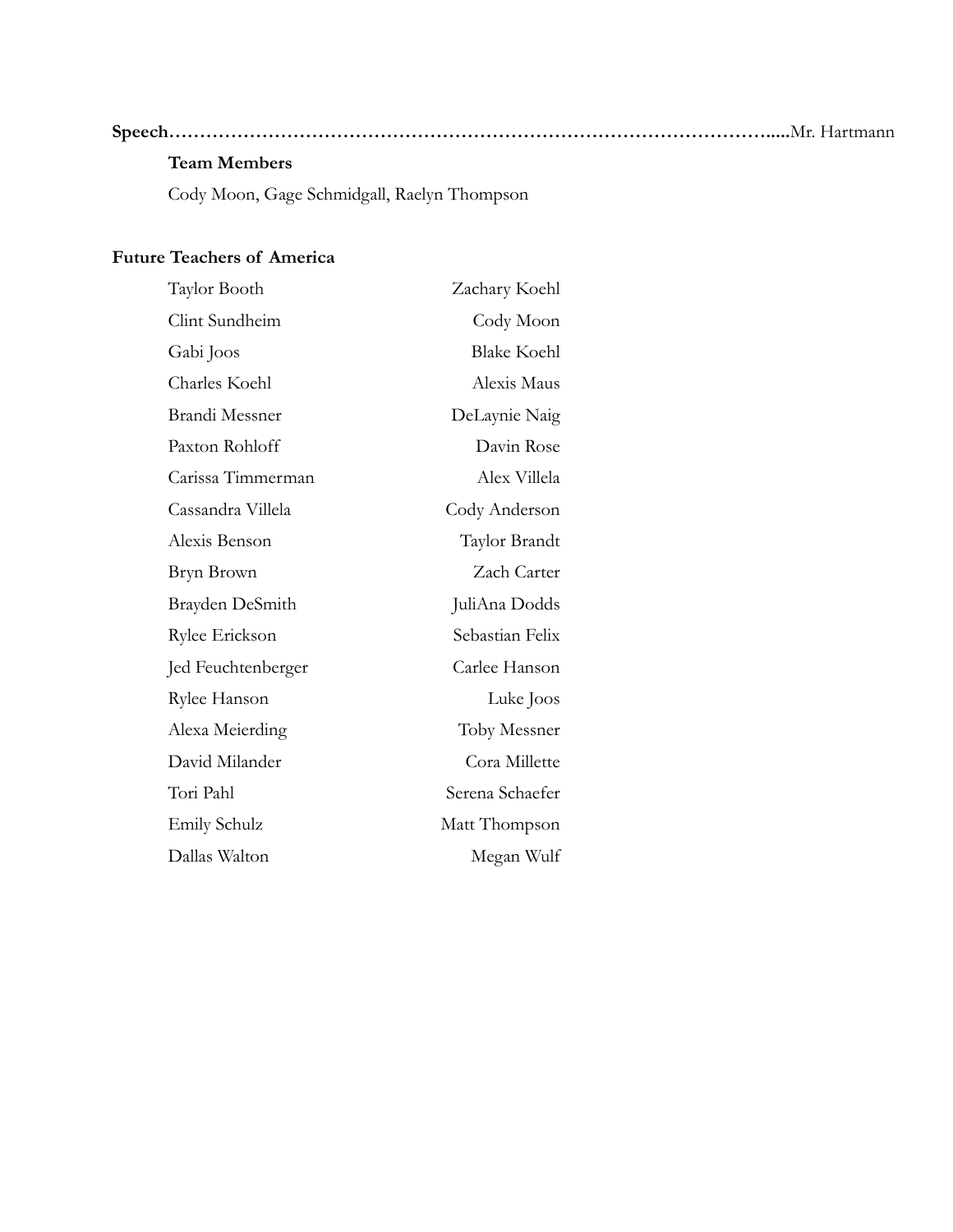**Speech**……………………………………………………………………………………….....Mr. Hartmann

**Team Members**

Cody Moon, Gage Schmidgall, Raelyn Thompson

**Future Teachers of America**

| | |
|---|---|
| Taylor Booth | Zachary Koehl |
| Clint Sundheim | Cody Moon |
| Gabi Joos | Blake Koehl |
| Charles Koehl | Alexis Maus |
| Brandi Messner | DeLaynie Naig |
| Paxton Rohloff | Davin Rose |
| Carissa Timmerman | Alex Villela |
| Cassandra Villela | Cody Anderson |
| Alexis Benson | Taylor Brandt |
| Bryn Brown | Zach Carter |
| Brayden DeSmith | JuliAna Dodds |
| Rylee Erickson | Sebastian Felix |
| Jed Feuchtenberger | Carlee Hanson |
| Rylee Hanson | Luke Joos |
| Alexa Meierding | Toby Messner |
| David Milander | Cora Millette |
| Tori Pahl | Serena Schaefer |
| Emily Schulz | Matt Thompson |
| Dallas Walton | Megan Wulf |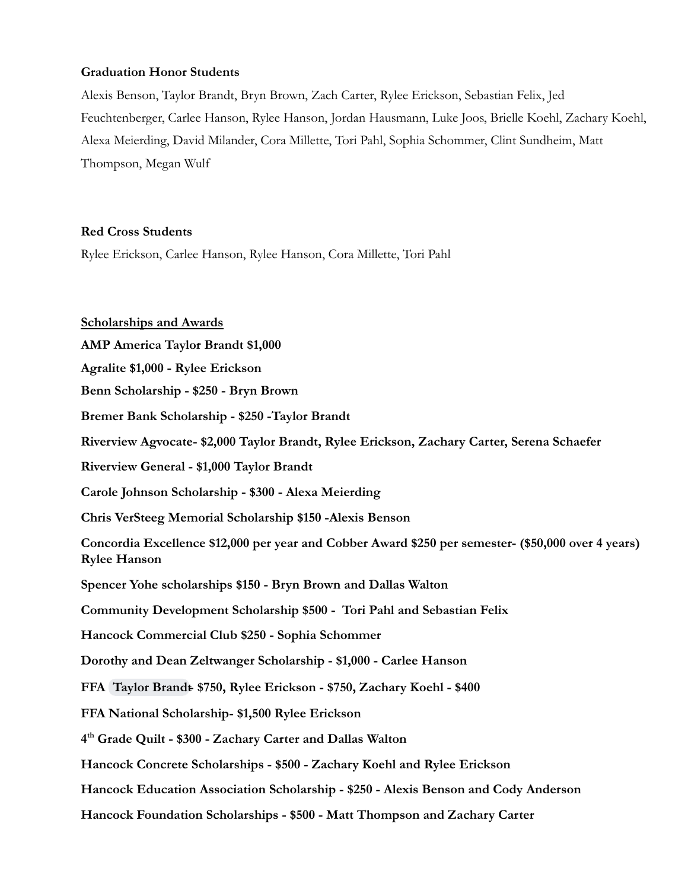**Graduation Honor Students**

Alexis Benson, Taylor Brandt, Bryn Brown, Zach Carter, Rylee Erickson, Sebastian Felix, Jed Feuchtenberger, Carlee Hanson, Rylee Hanson, Jordan Hausmann, Luke Joos, Brielle Koehl, Zachary Koehl, Alexa Meierding, David Milander, Cora Millette, Tori Pahl, Sophia Schommer, Clint Sundheim, Matt Thompson, Megan Wulf

**Red Cross Students**

Rylee Erickson, Carlee Hanson, Rylee Hanson, Cora Millette, Tori Pahl

**Scholarships and Awards**

**AMP America Taylor Brandt $1,000**

**Agralite $1,000 - Rylee Erickson**

**Benn Scholarship - $250 - Bryn Brown**

**Bremer Bank Scholarship - $250 -Taylor Brandt**

**Riverview Agvocate- $2,000 Taylor Brandt, Rylee Erickson, Zachary Carter, Serena Schaefer**

**Riverview General - $1,000 Taylor Brandt**

**Carole Johnson Scholarship - $300 - Alexa Meierding**

**Chris VerSteeg Memorial Scholarship $150 -Alexis Benson**

**Concordia Excellence $12,000 per year and Cobber Award $250 per semester- ($50,000 over 4 years) Rylee Hanson**

**Spencer Yohe scholarships $150 - Bryn Brown and Dallas Walton**

**Community Development Scholarship $500 - Tori Pahl and Sebastian Felix**

**Hancock Commercial Club $250 - Sophia Schommer**

**Dorothy and Dean Zeltwanger Scholarship - $1,000 - Carlee Hanson**

**FFA Taylor Brandt- $750, Rylee Erickson - $750, Zachary Koehl - $400**

**FFA National Scholarship- $1,500 Rylee Erickson**

**4th Grade Quilt - $300 - Zachary Carter and Dallas Walton**

**Hancock Concrete Scholarships - $500 - Zachary Koehl and Rylee Erickson**

**Hancock Education Association Scholarship - $250 - Alexis Benson and Cody Anderson**

**Hancock Foundation Scholarships - $500 - Matt Thompson and Zachary Carter**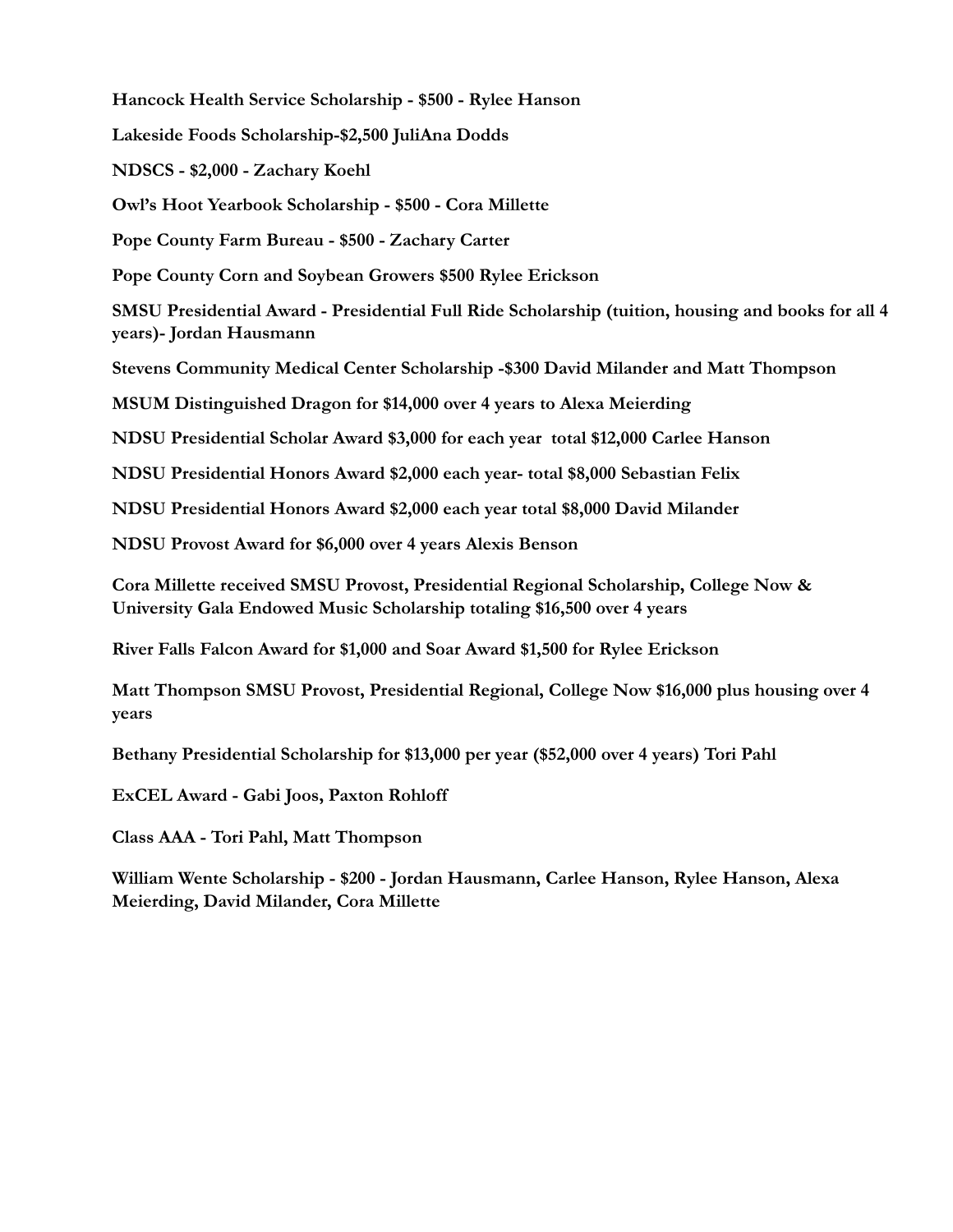**Hancock Health Service Scholarship - $500 - Rylee Hanson**

**Lakeside Foods Scholarship-$2,500 JuliAna Dodds**

**NDSCS - $2,000 - Zachary Koehl**

**Owl's Hoot Yearbook Scholarship - $500 - Cora Millette**

**Pope County Farm Bureau - $500 - Zachary Carter**

**Pope County Corn and Soybean Growers $500 Rylee Erickson**

**SMSU Presidential Award - Presidential Full Ride Scholarship (tuition, housing and books for all 4 years)- Jordan Hausmann**

**Stevens Community Medical Center Scholarship -$300 David Milander and Matt Thompson**

**MSUM Distinguished Dragon for $14,000 over 4 years to Alexa Meierding**

**NDSU Presidential Scholar Award $3,000 for each year total $12,000 Carlee Hanson**

**NDSU Presidential Honors Award $2,000 each year- total $8,000 Sebastian Felix**

**NDSU Presidential Honors Award $2,000 each year total $8,000 David Milander**

**NDSU Provost Award for $6,000 over 4 years Alexis Benson**

**Cora Millette received SMSU Provost, Presidential Regional Scholarship, College Now & University Gala Endowed Music Scholarship totaling $16,500 over 4 years**

**River Falls Falcon Award for $1,000 and Soar Award $1,500 for Rylee Erickson**

**Matt Thompson SMSU Provost, Presidential Regional, College Now $16,000 plus housing over 4 years**

**Bethany Presidential Scholarship for $13,000 per year ($52,000 over 4 years) Tori Pahl**

**ExCEL Award - Gabi Joos, Paxton Rohloff**

**Class AAA - Tori Pahl, Matt Thompson**

**William Wente Scholarship - $200 - Jordan Hausmann, Carlee Hanson, Rylee Hanson, Alexa Meierding, David Milander, Cora Millette**